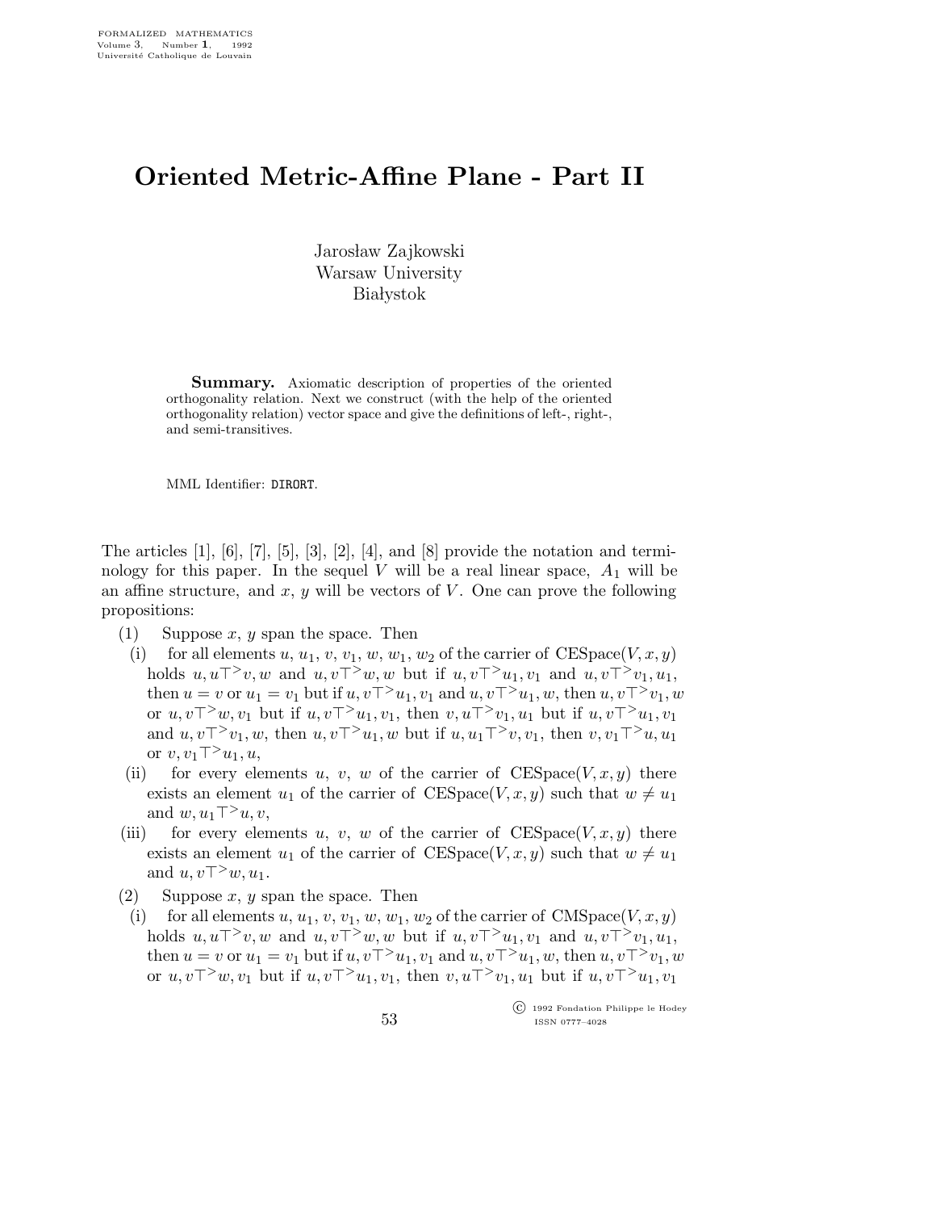# Oriented Metric-Affine Plane - Part II

Jarosław Zajkowski
Warsaw University
Białystok

**Summary.** Axiomatic description of properties of the oriented orthogonality relation. Next we construct (with the help of the oriented orthogonality relation) vector space and give the definitions of left-, right-, and semi-transitives.

MML Identifier: DIRORT.

The articles [1], [6], [7], [5], [3], [2], [4], and [8] provide the notation and terminology for this paper. In the sequel $V$ will be a real linear space, $A_1$ will be an affine structure, and $x$, $y$ will be vectors of $V$. One can prove the following propositions:

(1) Suppose $x$, $y$ span the space. Then

(i) for all elements $u$, $u_1$, $v$, $v_1$, $w$, $w_1$, $w_2$ of the carrier of $\mathrm{CESpace}(V, x, y)$ holds $u, u \top^{>} v, w$ and $u, v \top^{>} w, w$ but if $u, v \top^{>} u_1, v_1$ and $u, v \top^{>} v_1, u_1$, then $u = v$ or $u_1 = v_1$ but if $u, v \top^{>} u_1, v_1$ and $u, v \top^{>} u_1, w$, then $u, v \top^{>} v_1, w$ or $u, v \top^{>} w, v_1$ but if $u, v \top^{>} u_1, v_1$, then $v, u \top^{>} v_1, u_1$ but if $u, v \top^{>} u_1, v_1$ and $u, v \top^{>} v_1, w$, then $u, v \top^{>} u_1, w$ but if $u, u_1 \top^{>} v, v_1$, then $v, v_1 \top^{>} u, u_1$ or $v, v_1 \top^{>} u_1, u$,

(ii) for every elements $u$, $v$, $w$ of the carrier of $\mathrm{CESpace}(V, x, y)$ there exists an element $u_1$ of the carrier of $\mathrm{CESpace}(V, x, y)$ such that $w \neq u_1$ and $w, u_1 \top^{>} u, v$,

(iii) for every elements $u$, $v$, $w$ of the carrier of $\mathrm{CESpace}(V, x, y)$ there exists an element $u_1$ of the carrier of $\mathrm{CESpace}(V, x, y)$ such that $w \neq u_1$ and $u, v \top^{>} w, u_1$.

(2) Suppose $x$, $y$ span the space. Then

(i) for all elements $u$, $u_1$, $v$, $v_1$, $w$, $w_1$, $w_2$ of the carrier of $\mathrm{CMSpace}(V, x, y)$ holds $u, u \top^{>} v, w$ and $u, v \top^{>} w, w$ but if $u, v \top^{>} u_1, v_1$ and $u, v \top^{>} v_1, u_1$, then $u = v$ or $u_1 = v_1$ but if $u, v \top^{>} u_1, v_1$ and $u, v \top^{>} u_1, w$, then $u, v \top^{>} v_1, w$ or $u, v \top^{>} w, v_1$ but if $u, v \top^{>} u_1, v_1$, then $v, u \top^{>} v_1, u_1$ but if $u, v \top^{>} u_1, v_1$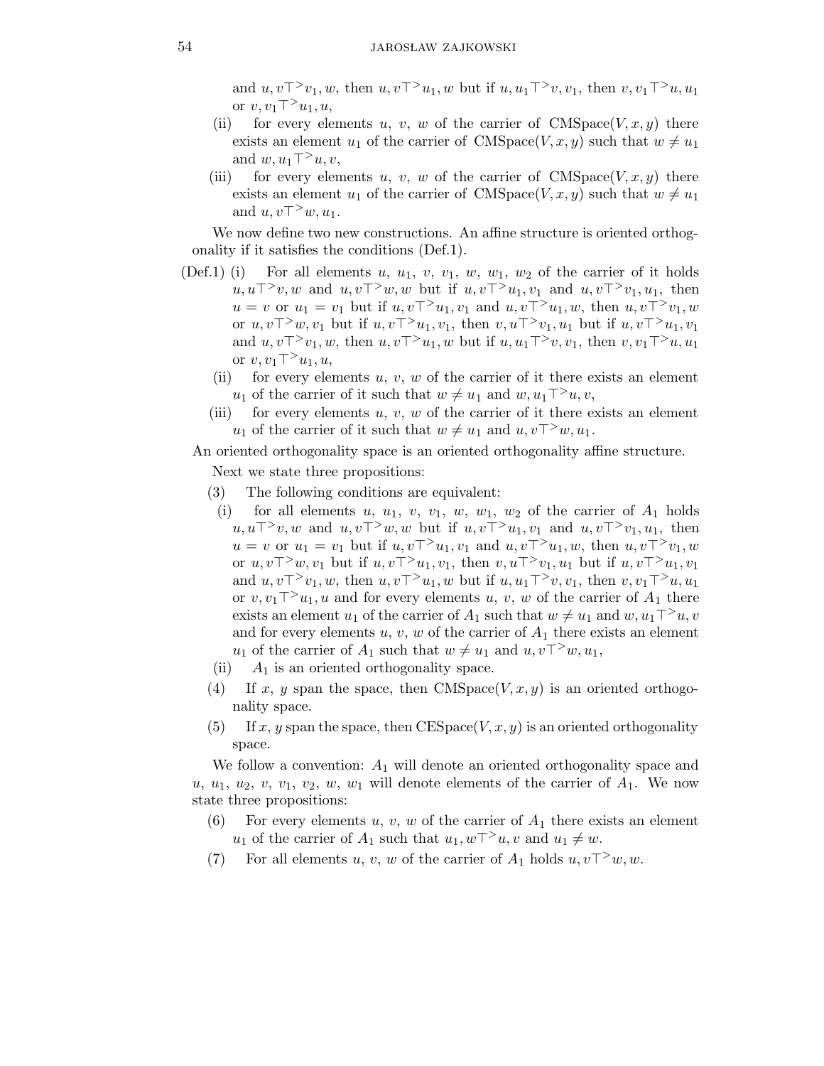and $u, v \top^{>} v_1, w$, then $u, v \top^{>} u_1, w$ but if $u, u_1 \top^{>} v, v_1$, then $v, v_1 \top^{>} u, u_1$ or $v, v_1 \top^{>} u_1, u$,

(ii) for every elements $u$, $v$, $w$ of the carrier of $\mathrm{CMSpace}(V, x, y)$ there exists an element $u_1$ of the carrier of $\mathrm{CMSpace}(V, x, y)$ such that $w \neq u_1$ and $w, u_1 \top^{>} u, v$,

(iii) for every elements $u$, $v$, $w$ of the carrier of $\mathrm{CMSpace}(V, x, y)$ there exists an element $u_1$ of the carrier of $\mathrm{CMSpace}(V, x, y)$ such that $w \neq u_1$ and $u, v \top^{>} w, u_1$.

We now define two new constructions. An affine structure is oriented orthogonality if it satisfies the conditions (Def.1).

(Def.1) (i) For all elements $u$, $u_1$, $v$, $v_1$, $w$, $w_1$, $w_2$ of the carrier of it holds $u, u \top^{>} v, w$ and $u, v \top^{>} w, w$ but if $u, v \top^{>} u_1, v_1$ and $u, v \top^{>} v_1, u_1$, then $u = v$ or $u_1 = v_1$ but if $u, v \top^{>} u_1, v_1$ and $u, v \top^{>} u_1, w$, then $u, v \top^{>} v_1, w$ or $u, v \top^{>} w, v_1$ but if $u, v \top^{>} u_1, v_1$, then $v, u \top^{>} v_1, u_1$ but if $u, v \top^{>} u_1, v_1$ and $u, v \top^{>} v_1, w$, then $u, v \top^{>} u_1, w$ but if $u, u_1 \top^{>} v, v_1$, then $v, v_1 \top^{>} u, u_1$ or $v, v_1 \top^{>} u_1, u$,

(ii) for every elements $u$, $v$, $w$ of the carrier of it there exists an element $u_1$ of the carrier of it such that $w \neq u_1$ and $w, u_1 \top^{>} u, v$,

(iii) for every elements $u$, $v$, $w$ of the carrier of it there exists an element $u_1$ of the carrier of it such that $w \neq u_1$ and $u, v \top^{>} w, u_1$.

An oriented orthogonality space is an oriented orthogonality affine structure.

Next we state three propositions:

(3) The following conditions are equivalent:

(i) for all elements $u$, $u_1$, $v$, $v_1$, $w$, $w_1$, $w_2$ of the carrier of $A_1$ holds $u, u \top^{>} v, w$ and $u, v \top^{>} w, w$ but if $u, v \top^{>} u_1, v_1$ and $u, v \top^{>} v_1, u_1$, then $u = v$ or $u_1 = v_1$ but if $u, v \top^{>} u_1, v_1$ and $u, v \top^{>} u_1, w$, then $u, v \top^{>} v_1, w$ or $u, v \top^{>} w, v_1$ but if $u, v \top^{>} u_1, v_1$, then $v, u \top^{>} v_1, u_1$ but if $u, v \top^{>} u_1, v_1$ and $u, v \top^{>} v_1, w$, then $u, v \top^{>} u_1, w$ but if $u, u_1 \top^{>} v, v_1$, then $v, v_1 \top^{>} u, u_1$ or $v, v_1 \top^{>} u_1, u$ and for every elements $u$, $v$, $w$ of the carrier of $A_1$ there exists an element $u_1$ of the carrier of $A_1$ such that $w \neq u_1$ and $w, u_1 \top^{>} u, v$ and for every elements $u$, $v$, $w$ of the carrier of $A_1$ there exists an element $u_1$ of the carrier of $A_1$ such that $w \neq u_1$ and $u, v \top^{>} w, u_1$,

(ii) $A_1$ is an oriented orthogonality space.

(4) If $x$, $y$ span the space, then $\mathrm{CMSpace}(V, x, y)$ is an oriented orthogonality space.

(5) If $x$, $y$ span the space, then $\mathrm{CESpace}(V, x, y)$ is an oriented orthogonality space.

We follow a convention: $A_1$ will denote an oriented orthogonality space and $u$, $u_1$, $u_2$, $v$, $v_1$, $v_2$, $w$, $w_1$ will denote elements of the carrier of $A_1$. We now state three propositions:

(6) For every elements $u$, $v$, $w$ of the carrier of $A_1$ there exists an element $u_1$ of the carrier of $A_1$ such that $u_1, w \top^{>} u, v$ and $u_1 \neq w$.

(7) For all elements $u$, $v$, $w$ of the carrier of $A_1$ holds $u, v \top^{>} w, w$.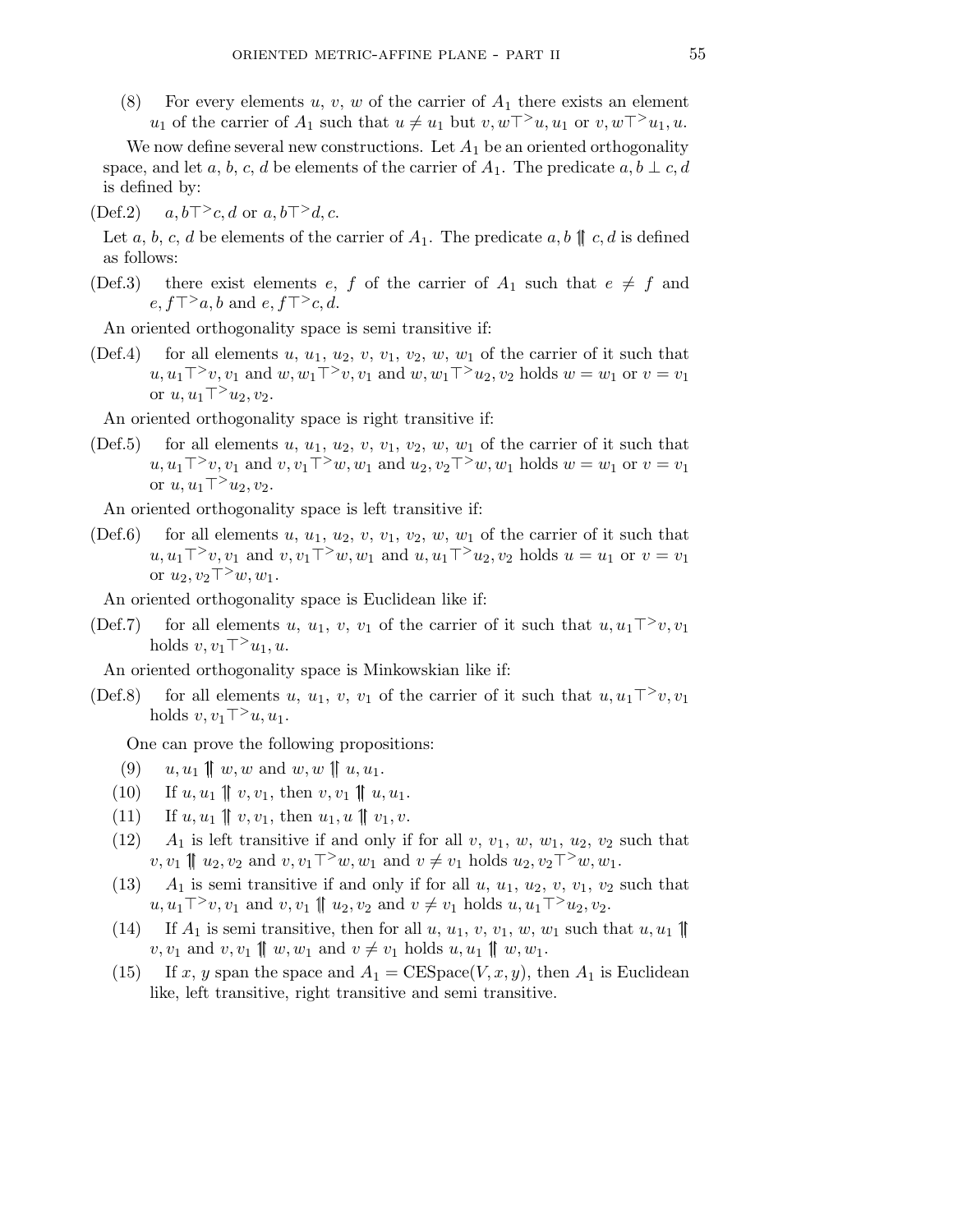(8) For every elements $u$, $v$, $w$ of the carrier of $A_1$ there exists an element $u_1$ of the carrier of $A_1$ such that $u \neq u_1$ but $v, w \top^{>} u, u_1$ or $v, w \top^{>} u_1, u$.

We now define several new constructions. Let $A_1$ be an oriented orthogonality space, and let $a$, $b$, $c$, $d$ be elements of the carrier of $A_1$. The predicate $a, b \perp c, d$ is defined by:

(Def.2) $a, b \top^{>} c, d$ or $a, b \top^{>} d, c$.

Let $a$, $b$, $c$, $d$ be elements of the carrier of $A_1$. The predicate $a, b \upuparrows c, d$ is defined as follows:

(Def.3) there exist elements $e$, $f$ of the carrier of $A_1$ such that $e \neq f$ and $e, f \top^{>} a, b$ and $e, f \top^{>} c, d$.

An oriented orthogonality space is semi transitive if:

(Def.4) for all elements $u$, $u_1$, $u_2$, $v$, $v_1$, $v_2$, $w$, $w_1$ of the carrier of it such that $u, u_1 \top^{>} v, v_1$ and $w, w_1 \top^{>} v, v_1$ and $w, w_1 \top^{>} u_2, v_2$ holds $w = w_1$ or $v = v_1$ or $u, u_1 \top^{>} u_2, v_2$.

An oriented orthogonality space is right transitive if:

(Def.5) for all elements $u$, $u_1$, $u_2$, $v$, $v_1$, $v_2$, $w$, $w_1$ of the carrier of it such that $u, u_1 \top^{>} v, v_1$ and $v, v_1 \top^{>} w, w_1$ and $u_2, v_2 \top^{>} w, w_1$ holds $w = w_1$ or $v = v_1$ or $u, u_1 \top^{>} u_2, v_2$.

An oriented orthogonality space is left transitive if:

(Def.6) for all elements $u$, $u_1$, $u_2$, $v$, $v_1$, $v_2$, $w$, $w_1$ of the carrier of it such that $u, u_1 \top^{>} v, v_1$ and $v, v_1 \top^{>} w, w_1$ and $u, u_1 \top^{>} u_2, v_2$ holds $u = u_1$ or $v = v_1$ or $u_2, v_2 \top^{>} w, w_1$.

An oriented orthogonality space is Euclidean like if:

(Def.7) for all elements $u$, $u_1$, $v$, $v_1$ of the carrier of it such that $u, u_1 \top^{>} v, v_1$ holds $v, v_1 \top^{>} u_1, u$.

An oriented orthogonality space is Minkowskian like if:

(Def.8) for all elements $u$, $u_1$, $v$, $v_1$ of the carrier of it such that $u, u_1 \top^{>} v, v_1$ holds $v, v_1 \top^{>} u, u_1$.

One can prove the following propositions:

(9) $u, u_1 \upuparrows w, w$ and $w, w \upuparrows u, u_1$.

(10) If $u, u_1 \upuparrows v, v_1$, then $v, v_1 \upuparrows u, u_1$.

(11) If $u, u_1 \upuparrows v, v_1$, then $u_1, u \upuparrows v_1, v$.

(12) $A_1$ is left transitive if and only if for all $v$, $v_1$, $w$, $w_1$, $u_2$, $v_2$ such that $v, v_1 \upuparrows u_2, v_2$ and $v, v_1 \top^{>} w, w_1$ and $v \neq v_1$ holds $u_2, v_2 \top^{>} w, w_1$.

(13) $A_1$ is semi transitive if and only if for all $u$, $u_1$, $u_2$, $v$, $v_1$, $v_2$ such that $u, u_1 \top^{>} v, v_1$ and $v, v_1 \upuparrows u_2, v_2$ and $v \neq v_1$ holds $u, u_1 \top^{>} u_2, v_2$.

(14) If $A_1$ is semi transitive, then for all $u$, $u_1$, $v$, $v_1$, $w$, $w_1$ such that $u, u_1 \upuparrows v, v_1$ and $v, v_1 \upuparrows w, w_1$ and $v \neq v_1$ holds $u, u_1 \upuparrows w, w_1$.

(15) If $x$, $y$ span the space and $A_1 = \mathrm{CESpace}(V, x, y)$, then $A_1$ is Euclidean like, left transitive, right transitive and semi transitive.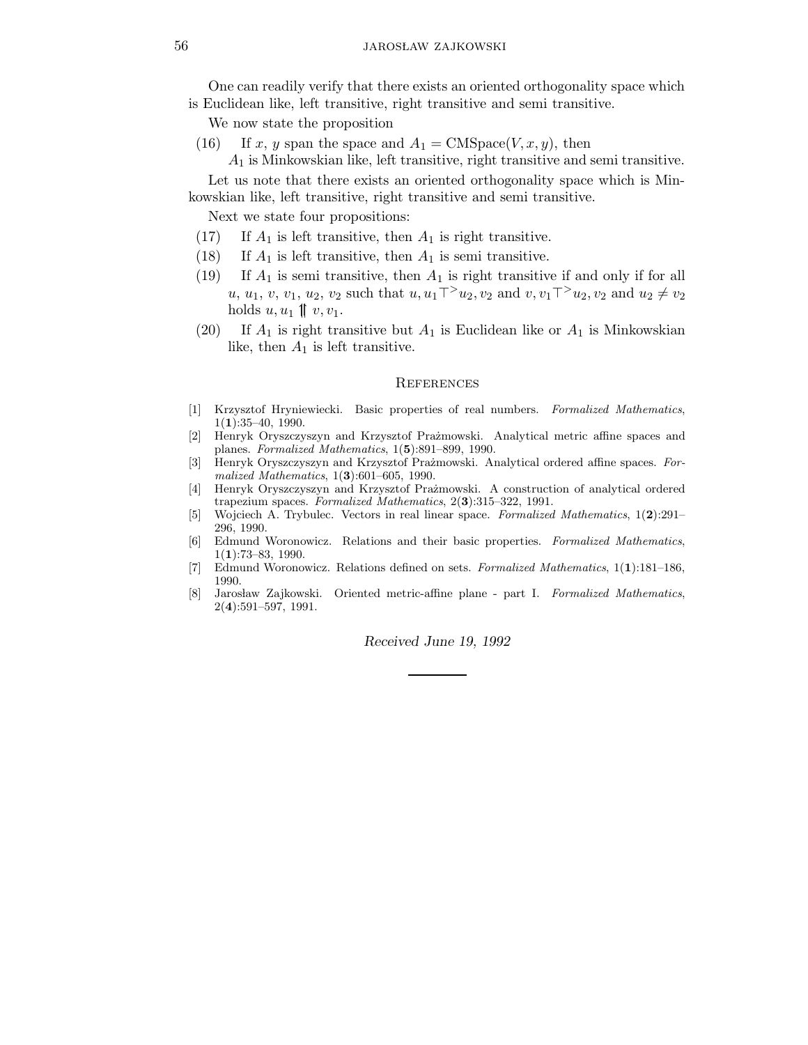One can readily verify that there exists an oriented orthogonality space which is Euclidean like, left transitive, right transitive and semi transitive.

We now state the proposition

(16) If $x$, $y$ span the space and $A_1 = \mathrm{CMSpace}(V, x, y)$, then $A_1$ is Minkowskian like, left transitive, right transitive and semi transitive.

Let us note that there exists an oriented orthogonality space which is Minkowskian like, left transitive, right transitive and semi transitive.

Next we state four propositions:

(17) If $A_1$ is left transitive, then $A_1$ is right transitive.

(18) If $A_1$ is left transitive, then $A_1$ is semi transitive.

(19) If $A_1$ is semi transitive, then $A_1$ is right transitive if and only if for all $u$, $u_1$, $v$, $v_1$, $u_2$, $v_2$ such that $u, u_1 \top^{>} u_2, v_2$ and $v, v_1 \top^{>} u_2, v_2$ and $u_2 \neq v_2$ holds $u, u_1 \upuparrows v, v_1$.

(20) If $A_1$ is right transitive but $A_1$ is Euclidean like or $A_1$ is Minkowskian like, then $A_1$ is left transitive.

## References

[1] Krzysztof Hryniewiecki. Basic properties of real numbers. *Formalized Mathematics*, 1(**1**):35–40, 1990.

[2] Henryk Oryszczyszyn and Krzysztof Prażmowski. Analytical metric affine spaces and planes. *Formalized Mathematics*, 1(**5**):891–899, 1990.

[3] Henryk Oryszczyszyn and Krzysztof Prażmowski. Analytical ordered affine spaces. *Formalized Mathematics*, 1(**3**):601–605, 1990.

[4] Henryk Oryszczyszyn and Krzysztof Prażmowski. A construction of analytical ordered trapezium spaces. *Formalized Mathematics*, 2(**3**):315–322, 1991.

[5] Wojciech A. Trybulec. Vectors in real linear space. *Formalized Mathematics*, 1(**2**):291–296, 1990.

[6] Edmund Woronowicz. Relations and their basic properties. *Formalized Mathematics*, 1(**1**):73–83, 1990.

[7] Edmund Woronowicz. Relations defined on sets. *Formalized Mathematics*, 1(**1**):181–186, 1990.

[8] Jarosław Zajkowski. Oriented metric-affine plane - part I. *Formalized Mathematics*, 2(**4**):591–597, 1991.

*Received June 19, 1992*